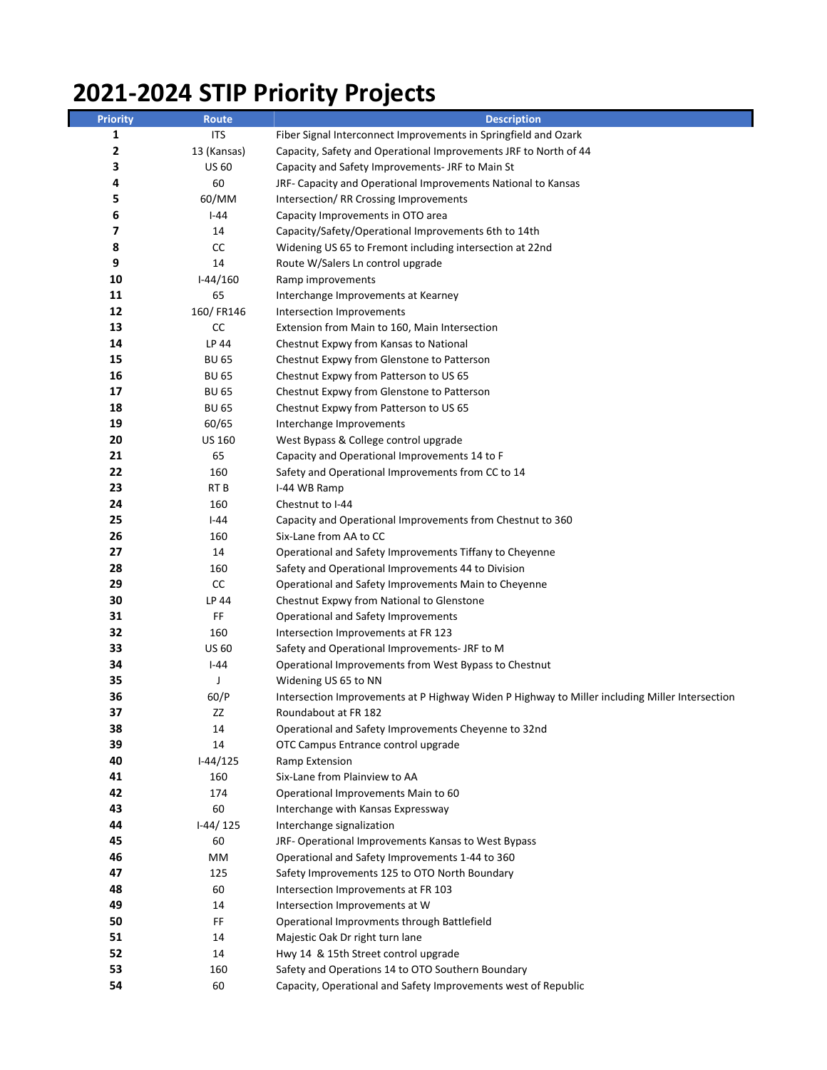# 2021-2024 STIP Priority Projects

| Priority | Route | Description |
|---|---|---|
| 1 | ITS | Fiber Signal Interconnect Improvements in Springfield and Ozark |
| 2 | 13 (Kansas) | Capacity, Safety and Operational Improvements JRF to North of 44 |
| 3 | US 60 | Capacity and Safety Improvements- JRF to Main St |
| 4 | 60 | JRF- Capacity and Operational Improvements National to Kansas |
| 5 | 60/MM | Intersection/ RR Crossing Improvements |
| 6 | I-44 | Capacity Improvements in OTO area |
| 7 | 14 | Capacity/Safety/Operational Improvements 6th to 14th |
| 8 | CC | Widening US 65 to Fremont including intersection at 22nd |
| 9 | 14 | Route W/Salers Ln control upgrade |
| 10 | I-44/160 | Ramp improvements |
| 11 | 65 | Interchange Improvements at Kearney |
| 12 | 160/ FR146 | Intersection Improvements |
| 13 | CC | Extension from Main to 160, Main Intersection |
| 14 | LP 44 | Chestnut Expwy from Kansas to National |
| 15 | BU 65 | Chestnut Expwy from Glenstone to Patterson |
| 16 | BU 65 | Chestnut Expwy from Patterson to US 65 |
| 17 | BU 65 | Chestnut Expwy from Glenstone to Patterson |
| 18 | BU 65 | Chestnut Expwy from Patterson to US 65 |
| 19 | 60/65 | Interchange Improvements |
| 20 | US 160 | West Bypass & College control upgrade |
| 21 | 65 | Capacity and Operational Improvements 14 to F |
| 22 | 160 | Safety and Operational Improvements from CC to 14 |
| 23 | RT B | I-44 WB Ramp |
| 24 | 160 | Chestnut to I-44 |
| 25 | I-44 | Capacity and Operational Improvements from Chestnut to 360 |
| 26 | 160 | Six-Lane from AA to CC |
| 27 | 14 | Operational and Safety Improvements Tiffany to Cheyenne |
| 28 | 160 | Safety and Operational Improvements 44 to Division |
| 29 | CC | Operational and Safety Improvements Main to Cheyenne |
| 30 | LP 44 | Chestnut Expwy from National to Glenstone |
| 31 | FF | Operational and Safety Improvements |
| 32 | 160 | Intersection Improvements at FR 123 |
| 33 | US 60 | Safety and Operational Improvements- JRF to M |
| 34 | I-44 | Operational Improvements from West Bypass to Chestnut |
| 35 | J | Widening US 65 to NN |
| 36 | 60/P | Intersection Improvements at P Highway Widen P Highway to Miller including Miller Intersection |
| 37 | ZZ | Roundabout at FR 182 |
| 38 | 14 | Operational and Safety Improvements Cheyenne to 32nd |
| 39 | 14 | OTC Campus Entrance control upgrade |
| 40 | I-44/125 | Ramp Extension |
| 41 | 160 | Six-Lane from Plainview to AA |
| 42 | 174 | Operational Improvements Main to 60 |
| 43 | 60 | Interchange with Kansas Expressway |
| 44 | I-44/ 125 | Interchange signalization |
| 45 | 60 | JRF- Operational Improvements Kansas to West Bypass |
| 46 | MM | Operational and Safety Improvements 1-44 to 360 |
| 47 | 125 | Safety Improvements 125 to OTO North Boundary |
| 48 | 60 | Intersection Improvements at FR 103 |
| 49 | 14 | Intersection Improvements at W |
| 50 | FF | Operational Improvments through Battlefield |
| 51 | 14 | Majestic Oak Dr right turn lane |
| 52 | 14 | Hwy 14 & 15th Street control upgrade |
| 53 | 160 | Safety and Operations 14 to OTO Southern Boundary |
| 54 | 60 | Capacity, Operational and Safety Improvements west of Republic |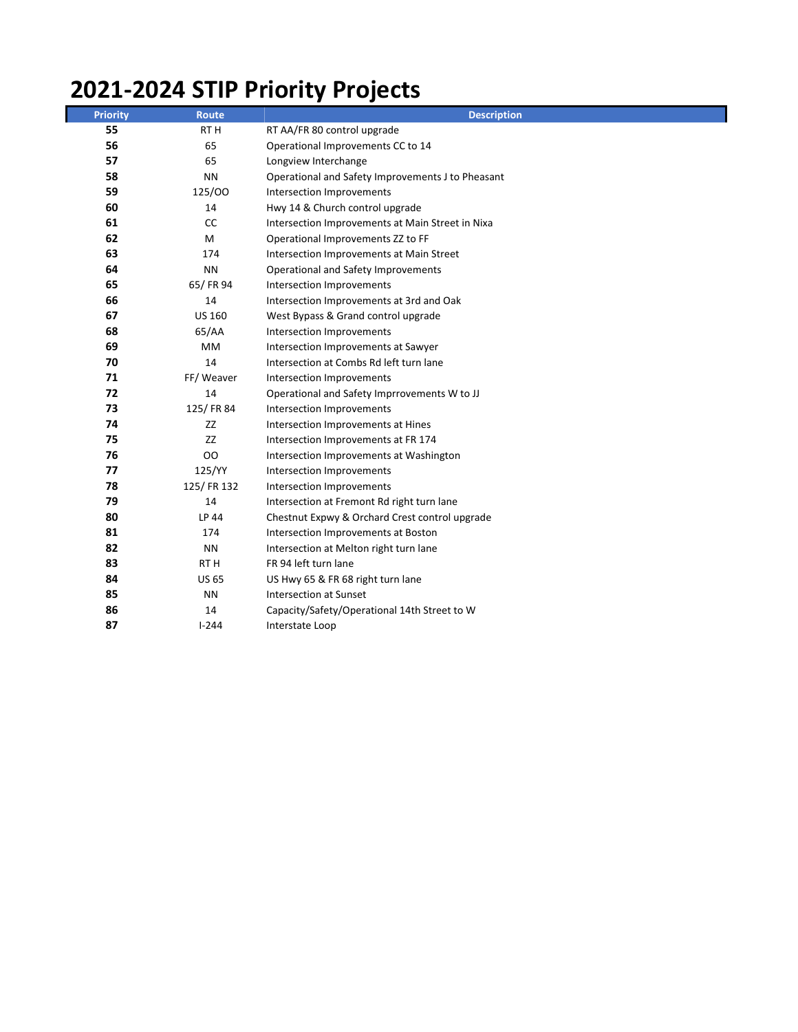# 2021-2024 STIP Priority Projects

| Priority | Route | Description |
|---|---|---|
| **55** | RT H | RT AA/FR 80 control upgrade |
| **56** | 65 | Operational Improvements CC to 14 |
| **57** | 65 | Longview Interchange |
| **58** | NN | Operational and Safety Improvements J to Pheasant |
| **59** | 125/OO | Intersection Improvements |
| **60** | 14 | Hwy 14 & Church control upgrade |
| **61** | CC | Intersection Improvements at Main Street in Nixa |
| **62** | M | Operational Improvements ZZ to FF |
| **63** | 174 | Intersection Improvements at Main Street |
| **64** | NN | Operational and Safety Improvements |
| **65** | 65/ FR 94 | Intersection Improvements |
| **66** | 14 | Intersection Improvements at 3rd and Oak |
| **67** | US 160 | West Bypass & Grand control upgrade |
| **68** | 65/AA | Intersection Improvements |
| **69** | MM | Intersection Improvements at Sawyer |
| **70** | 14 | Intersection at Combs Rd left turn lane |
| **71** | FF/ Weaver | Intersection Improvements |
| **72** | 14 | Operational and Safety Imprrovements W to JJ |
| **73** | 125/ FR 84 | Intersection Improvements |
| **74** | ZZ | Intersection Improvements at Hines |
| **75** | ZZ | Intersection Improvements at FR 174 |
| **76** | OO | Intersection Improvements at Washington |
| **77** | 125/YY | Intersection Improvements |
| **78** | 125/ FR 132 | Intersection Improvements |
| **79** | 14 | Intersection at Fremont Rd right turn lane |
| **80** | LP 44 | Chestnut Expwy & Orchard Crest control upgrade |
| **81** | 174 | Intersection Improvements at Boston |
| **82** | NN | Intersection at Melton right turn lane |
| **83** | RT H | FR 94 left turn lane |
| **84** | US 65 | US Hwy 65 & FR 68 right turn lane |
| **85** | NN | Intersection at Sunset |
| **86** | 14 | Capacity/Safety/Operational 14th Street to W |
| **87** | I-244 | Interstate Loop |